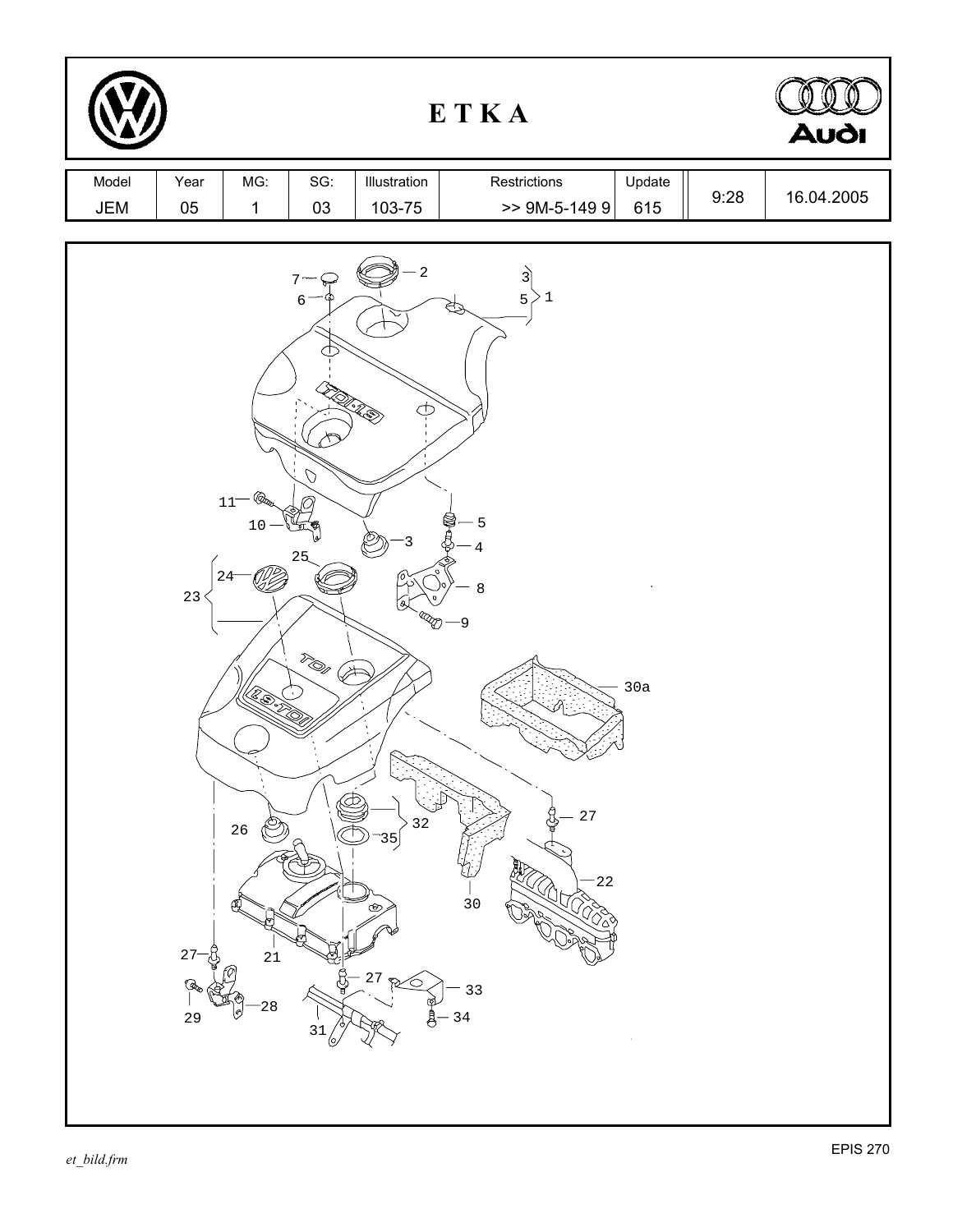# E T K A

| Model | Year | MG: | SG: | Illustration | Restrictions | Update | | |
|---|---|---|---|---|---|---|---|---|
| JEM | 05 | 1 | 03 | 103-75 | >> 9M-5-149 9 | 615 | 9:28 | 16.04.2005 |

7, 6, 2, 3, 5, 1, 11, 10, 5, 3, 4, 25, 24, 8, 23, 9, 30a, 27, 32, 26, 35, 22, 30, 21, 27, 27, 33, 34, 29, 28, 31

EPIS 270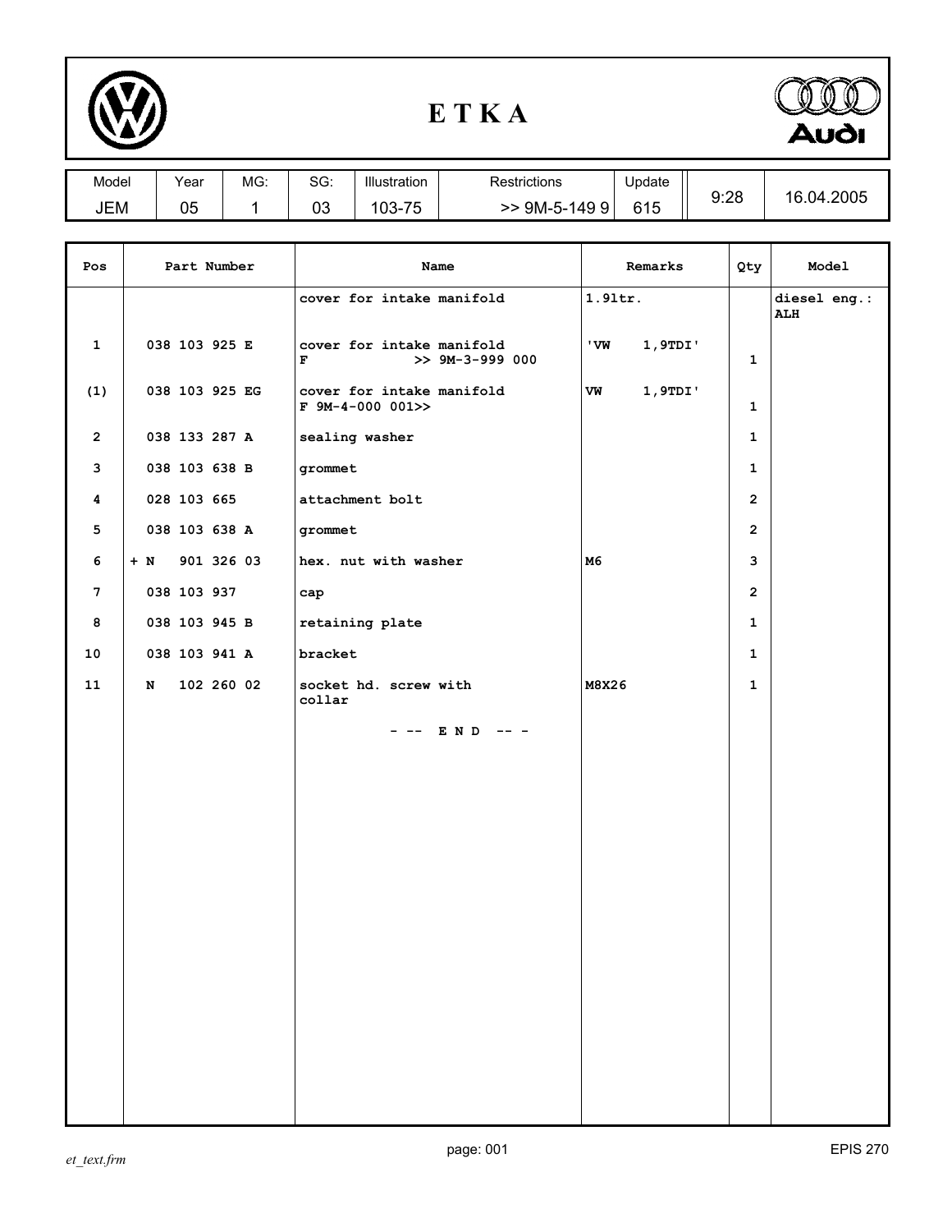# E T K A

| Model | Year | MG: | SG: | Illustration | Restrictions | Update | | |
|---|---|---|---|---|---|---|---|---|
| JEM | 05 | 1 | 03 | 103-75 | >> 9M-5-149 9 | 615 | 9:28 | 16.04.2005 |

| Pos | Part Number | Name | Remarks | Qty | Model |
|---|---|---|---|---|---|
| | | cover for intake manifold | 1.9ltr. | | diesel eng.: ALH |
| 1 | 038 103 925 E | cover for intake manifold F >> 9M-3-999 000 | 'VW 1,9TDI' | 1 | |
| (1) | 038 103 925 EG | cover for intake manifold F 9M-4-000 001>> | VW 1,9TDI' | 1 | |
| 2 | 038 133 287 A | sealing washer | | 1 | |
| 3 | 038 103 638 B | grommet | | 1 | |
| 4 | 028 103 665 | attachment bolt | | 2 | |
| 5 | 038 103 638 A | grommet | | 2 | |
| 6 | + N 901 326 03 | hex. nut with washer | M6 | 3 | |
| 7 | 038 103 937 | cap | | 2 | |
| 8 | 038 103 945 B | retaining plate | | 1 | |
| 10 | 038 103 941 A | bracket | | 1 | |
| 11 | N 102 260 02 | socket hd. screw with collar | M8X26 | 1 | |
| | | - -- E N D -- - | | | |

*et_text.frm* — EPIS 270